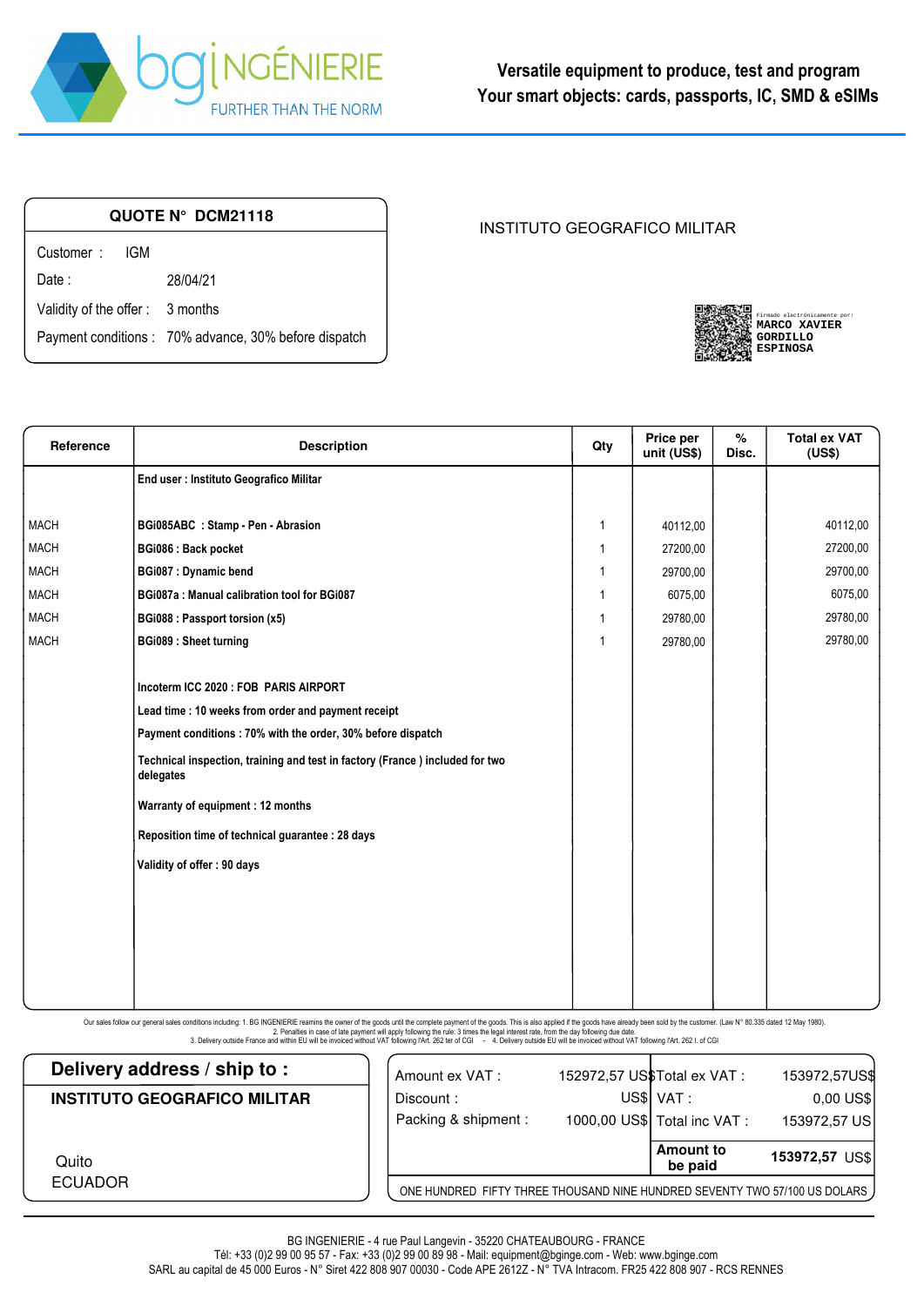bg INGÉNIERIE
FURTHER THAN THE NORM

**Versatile equipment to produce, test and program**
**Your smart objects: cards, passports, IC, SMD & eSIMs**

## QUOTE N° DCM21118

Customer : IGM
Date : 28/04/21
Validity of the offer : 3 months
Payment conditions : 70% advance, 30% before dispatch

INSTITUTO GEOGRAFICO MILITAR

Firmado electrónicamente por:
**MARCO XAVIER GORDILLO ESPINOSA**

| Reference | Description | Qty | Price per unit (US$) | % Disc. | Total ex VAT (US$) |
|---|---|---|---|---|---|
| | **End user : Instituto Geografico Militar** | | | | |
| MACH | **BGi085ABC : Stamp - Pen - Abrasion** | 1 | 40112,00 | | 40112,00 |
| MACH | **BGi086 : Back pocket** | 1 | 27200,00 | | 27200,00 |
| MACH | **BGi087 : Dynamic bend** | 1 | 29700,00 | | 29700,00 |
| MACH | **BGi087a : Manual calibration tool for BGi087** | 1 | 6075,00 | | 6075,00 |
| MACH | **BGi088 : Passport torsion (x5)** | 1 | 29780,00 | | 29780,00 |
| MACH | **BGi089 : Sheet turning** | 1 | 29780,00 | | 29780,00 |
| | **Incoterm ICC 2020 : FOB PARIS AIRPORT** | | | | |
| | **Lead time : 10 weeks from order and payment receipt** | | | | |
| | **Payment conditions : 70% with the order, 30% before dispatch** | | | | |
| | **Technical inspection, training and test in factory (France ) included for two delegates** | | | | |
| | **Warranty of equipment : 12 months** | | | | |
| | **Reposition time of technical guarantee : 28 days** | | | | |
| | **Validity of offer : 90 days** | | | | |

Our sales follow our general sales conditions including: 1. BG INGENIERIE reamins the owner of the goods until the complete payment of the goods. This is also applied if the goods have already been sold by the customer. (Law N° 80.335 dated 12 May 1980).
2. Penalties in case of late payment will apply following the rule: 3 times the legal interest rate, from the day following due date.
3. Delivery outside France and within EU will be invoiced without VAT following l'Art. 262 ter of CGI - 4. Delivery outside EU will be invoiced without VAT following l'Art. 262 I. of CGI

## Delivery address / ship to :

**INSTITUTO GEOGRAFICO MILITAR**

Quito
ECUADOR

| | | | |
|---|---|---|---|
| Amount ex VAT : | 152972,57 US$ | Total ex VAT : | 153972,57US$ |
| Discount : | US$ | VAT : | 0,00 US$ |
| Packing & shipment : | 1000,00 US$ | Total inc VAT : | 153972,57 US |
| | | **Amount to be paid** | **153972,57** US$ |

ONE HUNDRED FIFTY THREE THOUSAND NINE HUNDRED SEVENTY TWO 57/100 US DOLARS

BG INGENIERIE - 4 rue Paul Langevin - 35220 CHATEAUBOURG - FRANCE
Tél: +33 (0)2 99 00 95 57 - Fax: +33 (0)2 99 00 89 98 - Mail: equipment@bginge.com - Web: www.bginge.com
SARL au capital de 45 000 Euros - N° Siret 422 808 907 00030 - Code APE 2612Z - N° TVA Intracom. FR25 422 808 907 - RCS RENNES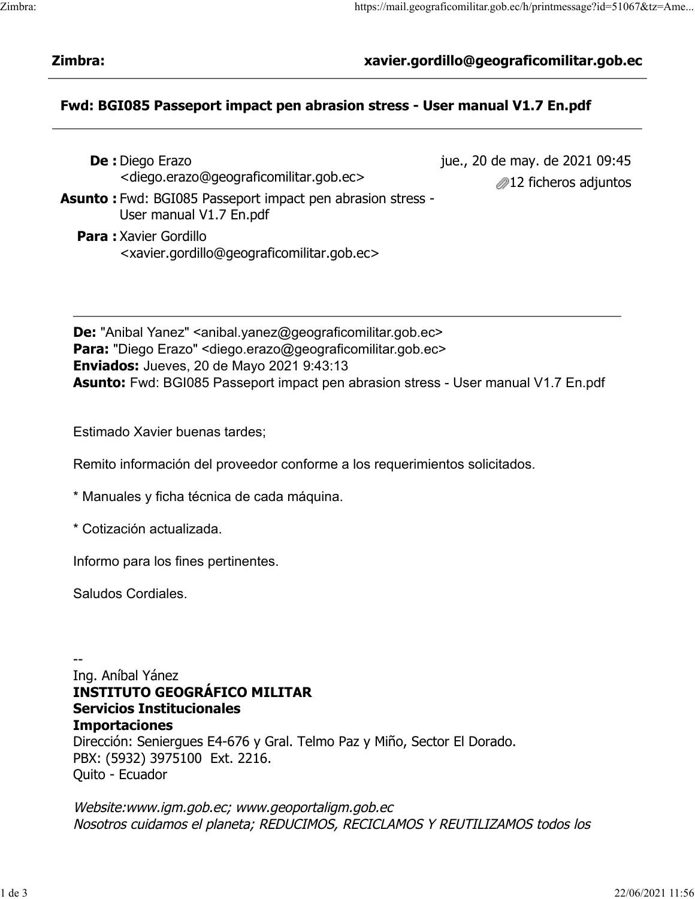**Zimbra:** **xavier.gordillo@geograficomilitar.gob.ec**

## Fwd: BGI085 Passeport impact pen abrasion stress - User manual V1.7 En.pdf

**De :** Diego Erazo <diego.erazo@geograficomilitar.gob.ec>

jue., 20 de may. de 2021 09:45

12 ficheros adjuntos

**Asunto :** Fwd: BGI085 Passeport impact pen abrasion stress - User manual V1.7 En.pdf

**Para :** Xavier Gordillo <xavier.gordillo@geograficomilitar.gob.ec>

---

**De:** "Anibal Yanez" <anibal.yanez@geograficomilitar.gob.ec>
**Para:** "Diego Erazo" <diego.erazo@geograficomilitar.gob.ec>
**Enviados:** Jueves, 20 de Mayo 2021 9:43:13
**Asunto:** Fwd: BGI085 Passeport impact pen abrasion stress - User manual V1.7 En.pdf

Estimado Xavier buenas tardes;

Remito información del proveedor conforme a los requerimientos solicitados.

* Manuales y ficha técnica de cada máquina.

* Cotización actualizada.

Informo para los fines pertinentes.

Saludos Cordiales.

--
Ing. Aníbal Yánez
**INSTITUTO GEOGRÁFICO MILITAR**
**Servicios Institucionales**
**Importaciones**
Dirección: Seniergues E4-676 y Gral. Telmo Paz y Miño, Sector El Dorado.
PBX: (5932) 3975100 Ext. 2216.
Quito - Ecuador

*Website:www.igm.gob.ec; www.geoportaligm.gob.ec*
*Nosotros cuidamos el planeta; REDUCIMOS, RECICLAMOS Y REUTILIZAMOS todos los*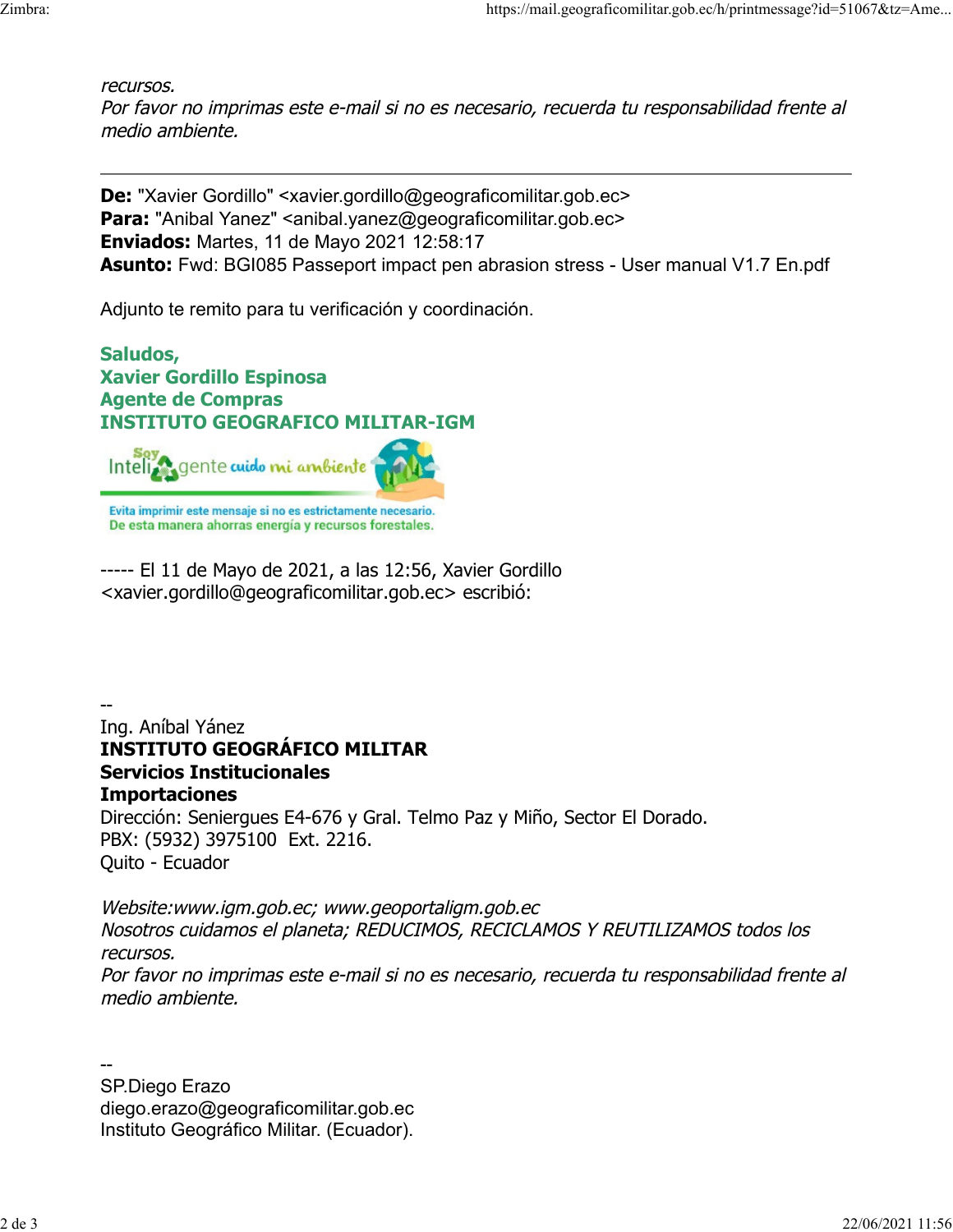*recursos.*
*Por favor no imprimas este e-mail si no es necesario, recuerda tu responsabilidad frente al medio ambiente.*

---

**De:** "Xavier Gordillo" <xavier.gordillo@geograficomilitar.gob.ec>
**Para:** "Anibal Yanez" <anibal.yanez@geograficomilitar.gob.ec>
**Enviados:** Martes, 11 de Mayo 2021 12:58:17
**Asunto:** Fwd: BGI085 Passeport impact pen abrasion stress - User manual V1.7 En.pdf

Adjunto te remito para tu verificación y coordinación.

**Saludos,**
**Xavier Gordillo Espinosa**
**Agente de Compras**
**INSTITUTO GEOGRAFICO MILITAR-IGM**

Soy Inteli gente cuido mi ambiente

Evita imprimir este mensaje si no es estrictamente necesario.
De esta manera ahorras energía y recursos forestales.

----- El 11 de Mayo de 2021, a las 12:56, Xavier Gordillo <xavier.gordillo@geograficomilitar.gob.ec> escribió:

--
Ing. Aníbal Yánez
**INSTITUTO GEOGRÁFICO MILITAR**
**Servicios Institucionales**
**Importaciones**
Dirección: Seniergues E4-676 y Gral. Telmo Paz y Miño, Sector El Dorado.
PBX: (5932) 3975100 Ext. 2216.
Quito - Ecuador

*Website:www.igm.gob.ec; www.geoportaligm.gob.ec*
*Nosotros cuidamos el planeta; REDUCIMOS, RECICLAMOS Y REUTILIZAMOS todos los recursos.*
*Por favor no imprimas este e-mail si no es necesario, recuerda tu responsabilidad frente al medio ambiente.*

--
SP.Diego Erazo
diego.erazo@geograficomilitar.gob.ec
Instituto Geográfico Militar. (Ecuador).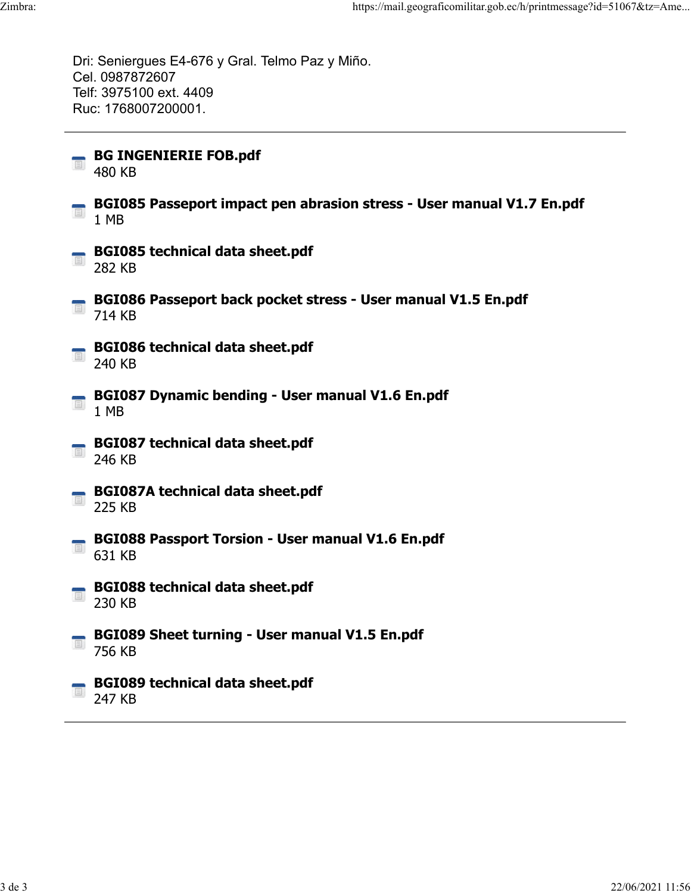Dri: Seniergues E4-676 y Gral. Telmo Paz y Miño.
Cel. 0987872607
Telf: 3975100 ext. 4409
Ruc: 1768007200001.

---

**BG INGENIERIE FOB.pdf**
480 KB

**BGI085 Passeport impact pen abrasion stress - User manual V1.7 En.pdf**
1 MB

**BGI085 technical data sheet.pdf**
282 KB

**BGI086 Passeport back pocket stress - User manual V1.5 En.pdf**
714 KB

**BGI086 technical data sheet.pdf**
240 KB

**BGI087 Dynamic bending - User manual V1.6 En.pdf**
1 MB

**BGI087 technical data sheet.pdf**
246 KB

**BGI087A technical data sheet.pdf**
225 KB

**BGI088 Passport Torsion - User manual V1.6 En.pdf**
631 KB

**BGI088 technical data sheet.pdf**
230 KB

**BGI089 Sheet turning - User manual V1.5 En.pdf**
756 KB

**BGI089 technical data sheet.pdf**
247 KB

---